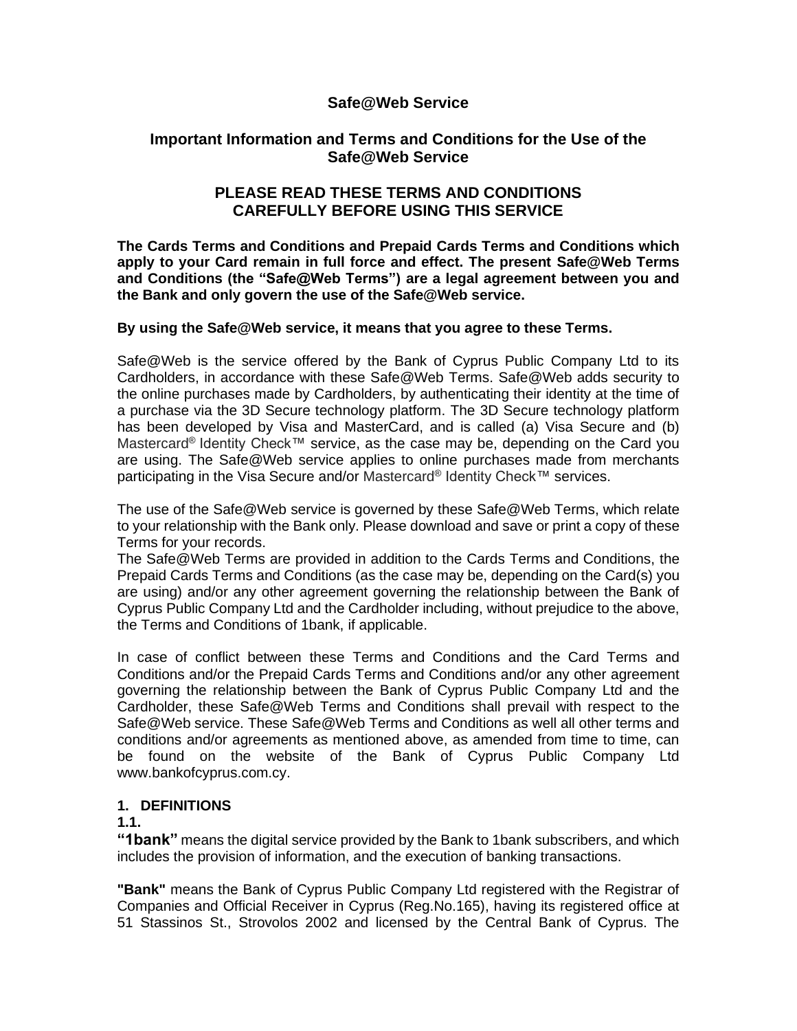# Safe@Web Service

## Important Information and Terms and Conditions for the Use of the Safe@Web Service

## PLEASE READ THESE TERMS AND CONDITIONS CAREFULLY BEFORE USING THIS SERVICE

**The Cards Terms and Conditions and Prepaid Cards Terms and Conditions which apply to your Card remain in full force and effect. The present Safe@Web Terms and Conditions (the "Safe@Web Terms") are a legal agreement between you and the Bank and only govern the use of the Safe@Web service.**

**By using the Safe@Web service, it means that you agree to these Terms.**

Safe@Web is the service offered by the Bank of Cyprus Public Company Ltd to its Cardholders, in accordance with these Safe@Web Terms. Safe@Web adds security to the online purchases made by Cardholders, by authenticating their identity at the time of a purchase via the 3D Secure technology platform. The 3D Secure technology platform has been developed by Visa and MasterCard, and is called (a) Visa Secure and (b) Mastercard® Identity Check™ service, as the case may be, depending on the Card you are using. The Safe@Web service applies to online purchases made from merchants participating in the Visa Secure and/or Mastercard® Identity Check™ services.

The use of the Safe@Web service is governed by these Safe@Web Terms, which relate to your relationship with the Bank only. Please download and save or print a copy of these Terms for your records.
The Safe@Web Terms are provided in addition to the Cards Terms and Conditions, the Prepaid Cards Terms and Conditions (as the case may be, depending on the Card(s) you are using) and/or any other agreement governing the relationship between the Bank of Cyprus Public Company Ltd and the Cardholder including, without prejudice to the above, the Terms and Conditions of 1bank, if applicable.

In case of conflict between these Terms and Conditions and the Card Terms and Conditions and/or the Prepaid Cards Terms and Conditions and/or any other agreement governing the relationship between the Bank of Cyprus Public Company Ltd and the Cardholder, these Safe@Web Terms and Conditions shall prevail with respect to the Safe@Web service. These Safe@Web Terms and Conditions as well all other terms and conditions and/or agreements as mentioned above, as amended from time to time, can be found on the website of the Bank of Cyprus Public Company Ltd www.bankofcyprus.com.cy.

### 1. DEFINITIONS

**1.1.**

**"1bank"** means the digital service provided by the Bank to 1bank subscribers, and which includes the provision of information, and the execution of banking transactions.

**"Bank"** means the Bank of Cyprus Public Company Ltd registered with the Registrar of Companies and Official Receiver in Cyprus (Reg.No.165), having its registered office at 51 Stassinos St., Strovolos 2002 and licensed by the Central Bank of Cyprus. The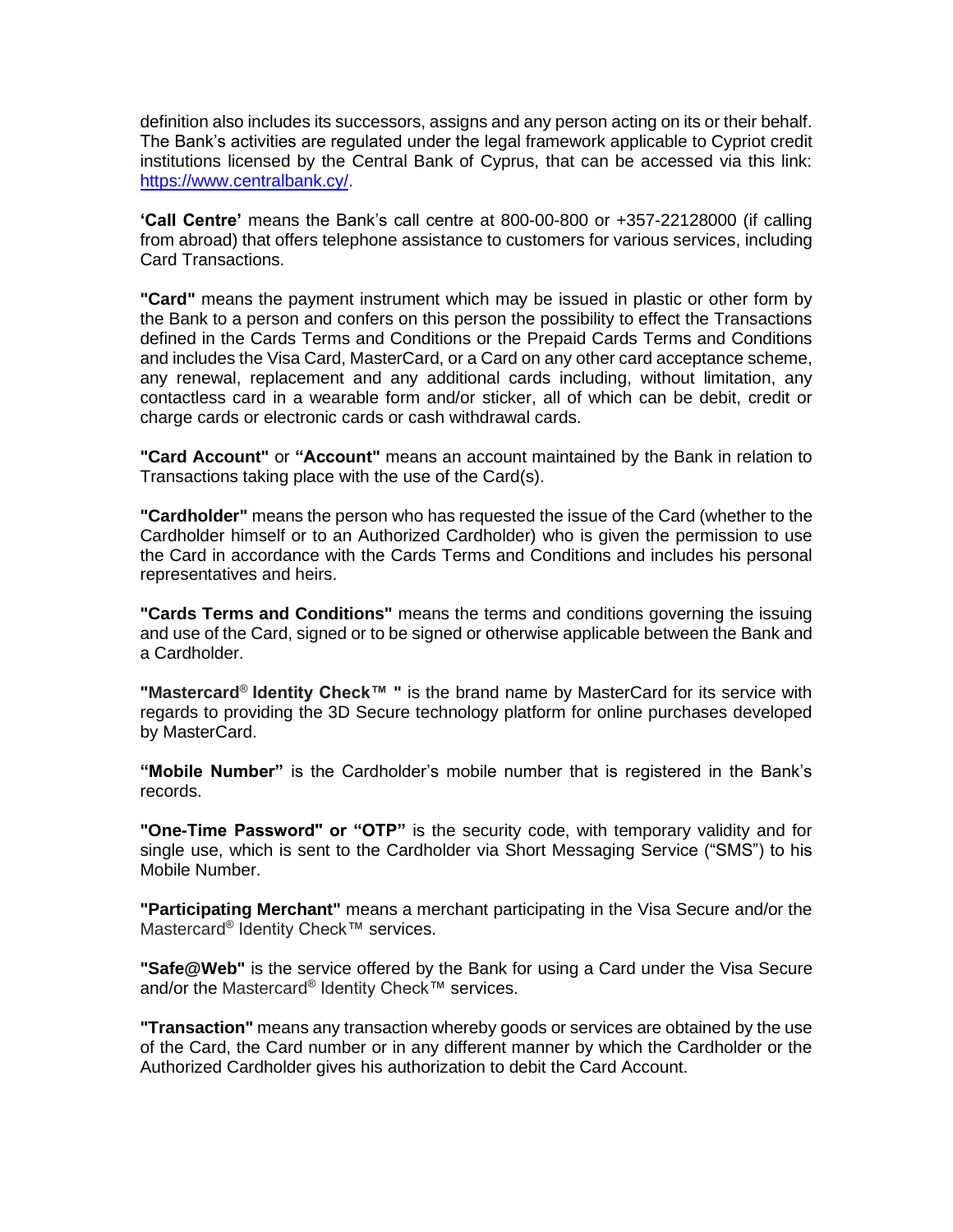definition also includes its successors, assigns and any person acting on its or their behalf. The Bank's activities are regulated under the legal framework applicable to Cypriot credit institutions licensed by the Central Bank of Cyprus, that can be accessed via this link: https://www.centralbank.cy/.

**'Call Centre'** means the Bank's call centre at 800-00-800 or +357-22128000 (if calling from abroad) that offers telephone assistance to customers for various services, including Card Transactions.

**"Card"** means the payment instrument which may be issued in plastic or other form by the Bank to a person and confers on this person the possibility to effect the Transactions defined in the Cards Terms and Conditions or the Prepaid Cards Terms and Conditions and includes the Visa Card, MasterCard, or a Card on any other card acceptance scheme, any renewal, replacement and any additional cards including, without limitation, any contactless card in a wearable form and/or sticker, all of which can be debit, credit or charge cards or electronic cards or cash withdrawal cards.

**"Card Account"** or **"Account"** means an account maintained by the Bank in relation to Transactions taking place with the use of the Card(s).

**"Cardholder"** means the person who has requested the issue of the Card (whether to the Cardholder himself or to an Authorized Cardholder) who is given the permission to use the Card in accordance with the Cards Terms and Conditions and includes his personal representatives and heirs.

**"Cards Terms and Conditions"** means the terms and conditions governing the issuing and use of the Card, signed or to be signed or otherwise applicable between the Bank and a Cardholder.

**"Mastercard® Identity Check™ "** is the brand name by MasterCard for its service with regards to providing the 3D Secure technology platform for online purchases developed by MasterCard.

**"Mobile Number"** is the Cardholder's mobile number that is registered in the Bank's records.

**"One-Time Password" or "OTP"** is the security code, with temporary validity and for single use, which is sent to the Cardholder via Short Messaging Service ("SMS") to his Mobile Number.

**"Participating Merchant"** means a merchant participating in the Visa Secure and/or the Mastercard® Identity Check™ services.

**"Safe@Web"** is the service offered by the Bank for using a Card under the Visa Secure and/or the Mastercard® Identity Check™ services.

**"Transaction"** means any transaction whereby goods or services are obtained by the use of the Card, the Card number or in any different manner by which the Cardholder or the Authorized Cardholder gives his authorization to debit the Card Account.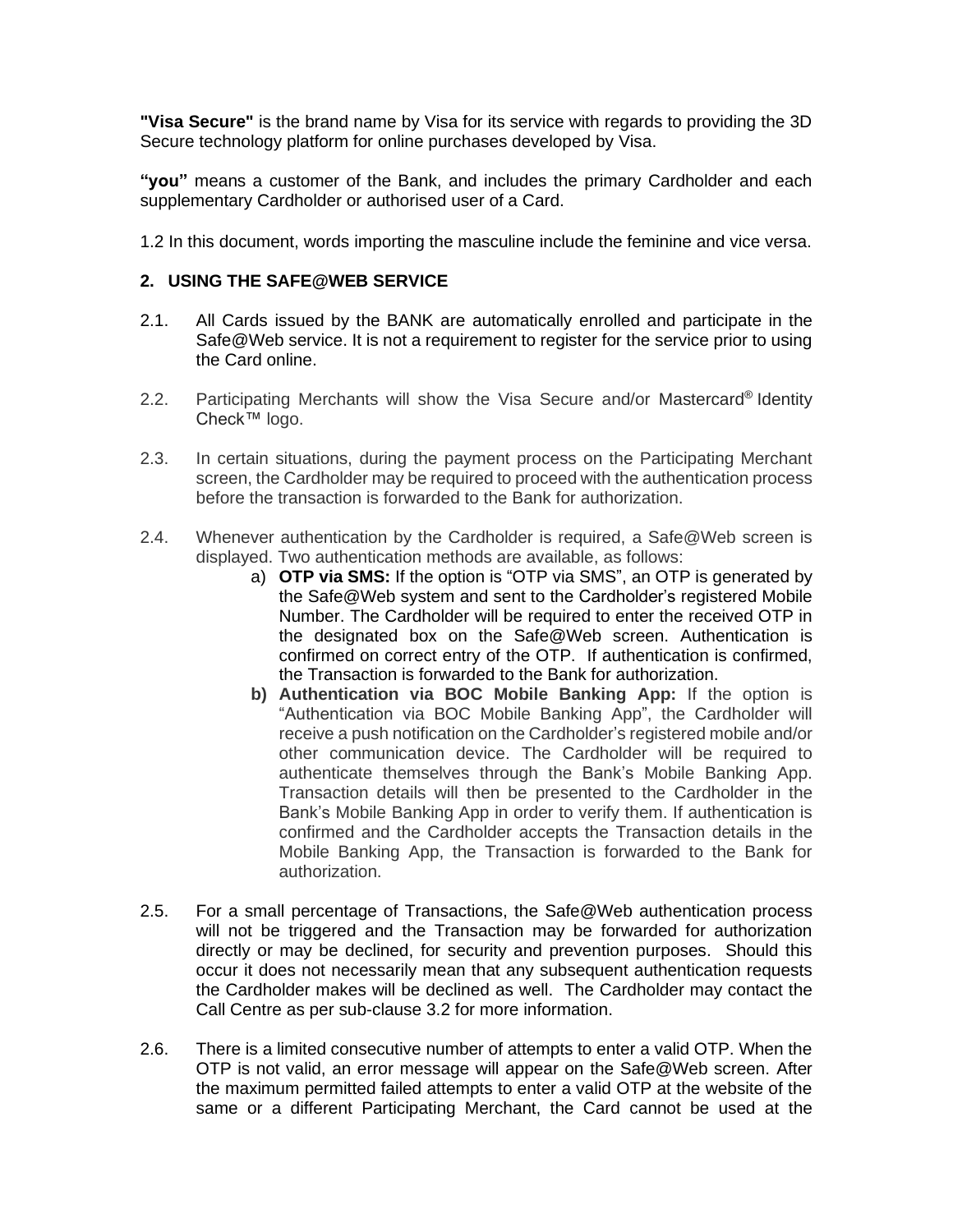**"Visa Secure"** is the brand name by Visa for its service with regards to providing the 3D Secure technology platform for online purchases developed by Visa.

**"you"** means a customer of the Bank, and includes the primary Cardholder and each supplementary Cardholder or authorised user of a Card.

1.2 In this document, words importing the masculine include the feminine and vice versa.

## 2. USING THE SAFE@WEB SERVICE

2.1. All Cards issued by the BANK are automatically enrolled and participate in the Safe@Web service. It is not a requirement to register for the service prior to using the Card online.

2.2. Participating Merchants will show the Visa Secure and/or Mastercard® Identity Check™ logo.

2.3. In certain situations, during the payment process on the Participating Merchant screen, the Cardholder may be required to proceed with the authentication process before the transaction is forwarded to the Bank for authorization.

2.4. Whenever authentication by the Cardholder is required, a Safe@Web screen is displayed. Two authentication methods are available, as follows:

   a) **OTP via SMS:** If the option is "OTP via SMS", an OTP is generated by the Safe@Web system and sent to the Cardholder's registered Mobile Number. The Cardholder will be required to enter the received OTP in the designated box on the Safe@Web screen. Authentication is confirmed on correct entry of the OTP. If authentication is confirmed, the Transaction is forwarded to the Bank for authorization.

   b) **Authentication via BOC Mobile Banking App:** If the option is "Authentication via BOC Mobile Banking App", the Cardholder will receive a push notification on the Cardholder's registered mobile and/or other communication device. The Cardholder will be required to authenticate themselves through the Bank's Mobile Banking App. Transaction details will then be presented to the Cardholder in the Bank's Mobile Banking App in order to verify them. If authentication is confirmed and the Cardholder accepts the Transaction details in the Mobile Banking App, the Transaction is forwarded to the Bank for authorization.

2.5. For a small percentage of Transactions, the Safe@Web authentication process will not be triggered and the Transaction may be forwarded for authorization directly or may be declined, for security and prevention purposes. Should this occur it does not necessarily mean that any subsequent authentication requests the Cardholder makes will be declined as well. The Cardholder may contact the Call Centre as per sub-clause 3.2 for more information.

2.6. There is a limited consecutive number of attempts to enter a valid OTP. When the OTP is not valid, an error message will appear on the Safe@Web screen. After the maximum permitted failed attempts to enter a valid OTP at the website of the same or a different Participating Merchant, the Card cannot be used at the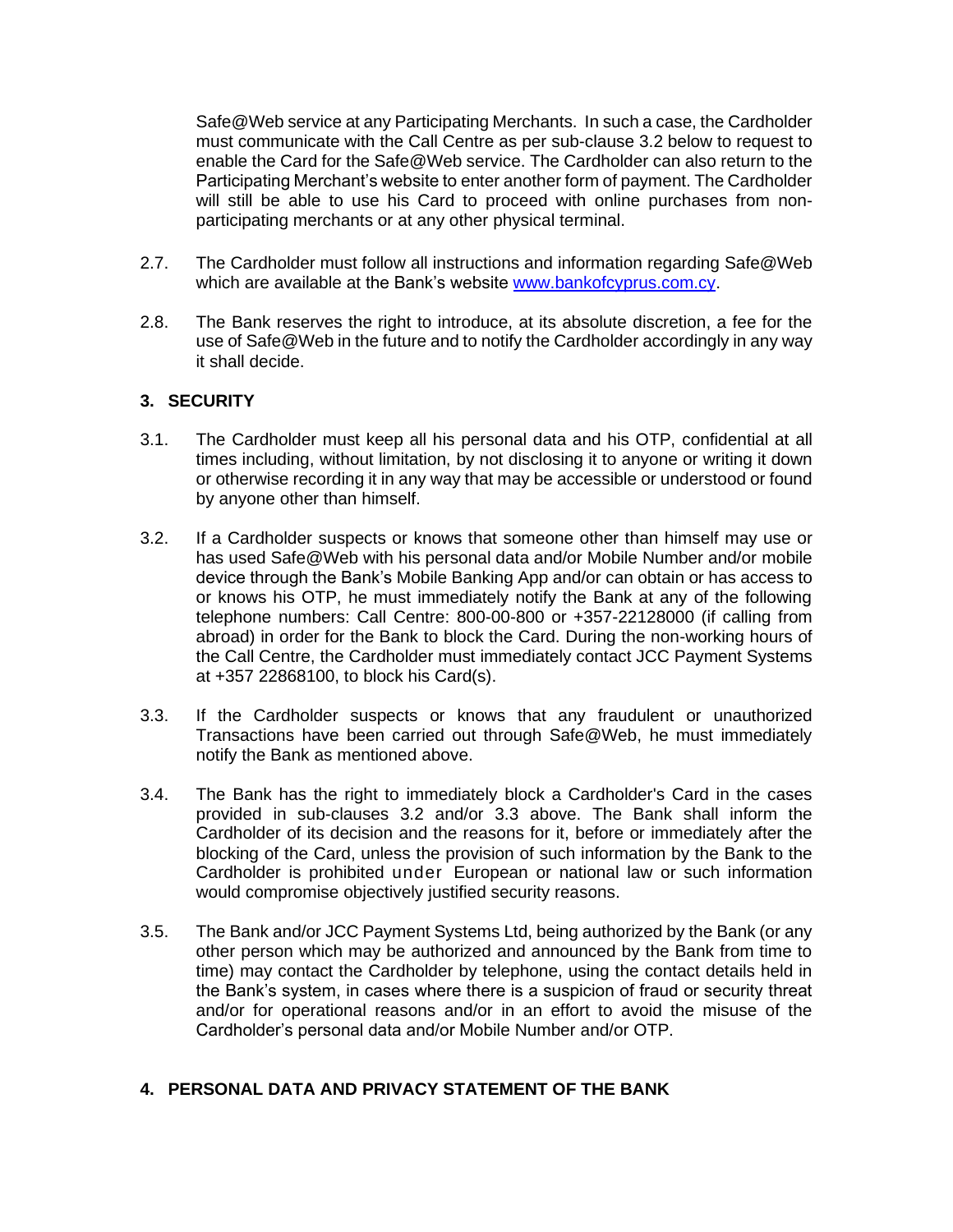Safe@Web service at any Participating Merchants. In such a case, the Cardholder must communicate with the Call Centre as per sub-clause 3.2 below to request to enable the Card for the Safe@Web service. The Cardholder can also return to the Participating Merchant's website to enter another form of payment. The Cardholder will still be able to use his Card to proceed with online purchases from non-participating merchants or at any other physical terminal.

2.7. The Cardholder must follow all instructions and information regarding Safe@Web which are available at the Bank's website www.bankofcyprus.com.cy.

2.8. The Bank reserves the right to introduce, at its absolute discretion, a fee for the use of Safe@Web in the future and to notify the Cardholder accordingly in any way it shall decide.

## 3. SECURITY

3.1. The Cardholder must keep all his personal data and his OTP, confidential at all times including, without limitation, by not disclosing it to anyone or writing it down or otherwise recording it in any way that may be accessible or understood or found by anyone other than himself.

3.2. If a Cardholder suspects or knows that someone other than himself may use or has used Safe@Web with his personal data and/or Mobile Number and/or mobile device through the Bank's Mobile Banking App and/or can obtain or has access to or knows his OTP, he must immediately notify the Bank at any of the following telephone numbers: Call Centre: 800-00-800 or +357-22128000 (if calling from abroad) in order for the Bank to block the Card. During the non-working hours of the Call Centre, the Cardholder must immediately contact JCC Payment Systems at +357 22868100, to block his Card(s).

3.3. If the Cardholder suspects or knows that any fraudulent or unauthorized Transactions have been carried out through Safe@Web, he must immediately notify the Bank as mentioned above.

3.4. The Bank has the right to immediately block a Cardholder's Card in the cases provided in sub-clauses 3.2 and/or 3.3 above. The Bank shall inform the Cardholder of its decision and the reasons for it, before or immediately after the blocking of the Card, unless the provision of such information by the Bank to the Cardholder is prohibited under European or national law or such information would compromise objectively justified security reasons.

3.5. The Bank and/or JCC Payment Systems Ltd, being authorized by the Bank (or any other person which may be authorized and announced by the Bank from time to time) may contact the Cardholder by telephone, using the contact details held in the Bank's system, in cases where there is a suspicion of fraud or security threat and/or for operational reasons and/or in an effort to avoid the misuse of the Cardholder's personal data and/or Mobile Number and/or OTP.

## 4. PERSONAL DATA AND PRIVACY STATEMENT OF THE BANK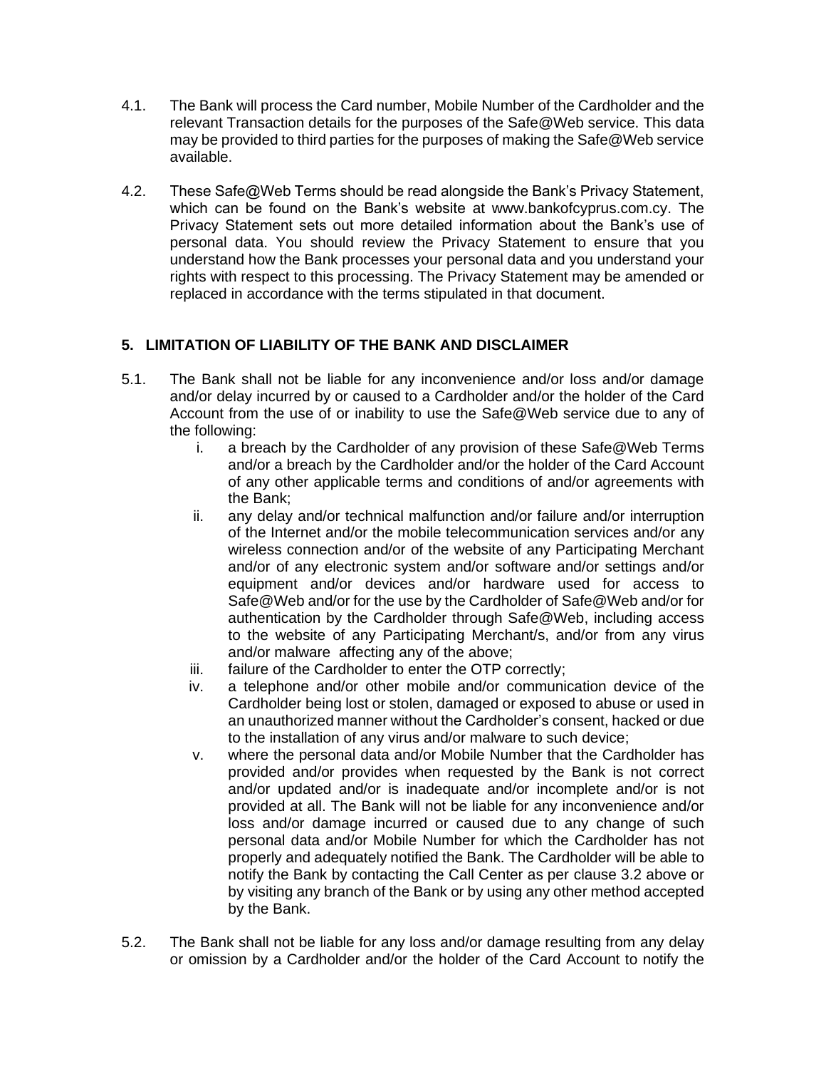4.1. The Bank will process the Card number, Mobile Number of the Cardholder and the relevant Transaction details for the purposes of the Safe@Web service. This data may be provided to third parties for the purposes of making the Safe@Web service available.

4.2. These Safe@Web Terms should be read alongside the Bank's Privacy Statement, which can be found on the Bank's website at www.bankofcyprus.com.cy. The Privacy Statement sets out more detailed information about the Bank's use of personal data. You should review the Privacy Statement to ensure that you understand how the Bank processes your personal data and you understand your rights with respect to this processing. The Privacy Statement may be amended or replaced in accordance with the terms stipulated in that document.

## 5. LIMITATION OF LIABILITY OF THE BANK AND DISCLAIMER

5.1. The Bank shall not be liable for any inconvenience and/or loss and/or damage and/or delay incurred by or caused to a Cardholder and/or the holder of the Card Account from the use of or inability to use the Safe@Web service due to any of the following:

   i. a breach by the Cardholder of any provision of these Safe@Web Terms and/or a breach by the Cardholder and/or the holder of the Card Account of any other applicable terms and conditions of and/or agreements with the Bank;

   ii. any delay and/or technical malfunction and/or failure and/or interruption of the Internet and/or the mobile telecommunication services and/or any wireless connection and/or of the website of any Participating Merchant and/or of any electronic system and/or software and/or settings and/or equipment and/or devices and/or hardware used for access to Safe@Web and/or for the use by the Cardholder of Safe@Web and/or for authentication by the Cardholder through Safe@Web, including access to the website of any Participating Merchant/s, and/or from any virus and/or malware affecting any of the above;

   iii. failure of the Cardholder to enter the OTP correctly;

   iv. a telephone and/or other mobile and/or communication device of the Cardholder being lost or stolen, damaged or exposed to abuse or used in an unauthorized manner without the Cardholder's consent, hacked or due to the installation of any virus and/or malware to such device;

   v. where the personal data and/or Mobile Number that the Cardholder has provided and/or provides when requested by the Bank is not correct and/or updated and/or is inadequate and/or incomplete and/or is not provided at all. The Bank will not be liable for any inconvenience and/or loss and/or damage incurred or caused due to any change of such personal data and/or Mobile Number for which the Cardholder has not properly and adequately notified the Bank. The Cardholder will be able to notify the Bank by contacting the Call Center as per clause 3.2 above or by visiting any branch of the Bank or by using any other method accepted by the Bank.

5.2. The Bank shall not be liable for any loss and/or damage resulting from any delay or omission by a Cardholder and/or the holder of the Card Account to notify the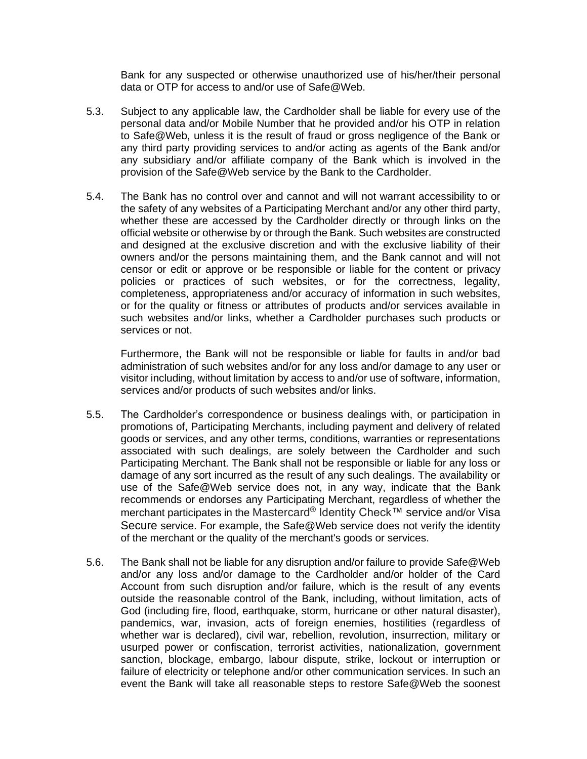Bank for any suspected or otherwise unauthorized use of his/her/their personal data or OTP for access to and/or use of Safe@Web.

5.3. Subject to any applicable law, the Cardholder shall be liable for every use of the personal data and/or Mobile Number that he provided and/or his OTP in relation to Safe@Web, unless it is the result of fraud or gross negligence of the Bank or any third party providing services to and/or acting as agents of the Bank and/or any subsidiary and/or affiliate company of the Bank which is involved in the provision of the Safe@Web service by the Bank to the Cardholder.

5.4. The Bank has no control over and cannot and will not warrant accessibility to or the safety of any websites of a Participating Merchant and/or any other third party, whether these are accessed by the Cardholder directly or through links on the official website or otherwise by or through the Bank. Such websites are constructed and designed at the exclusive discretion and with the exclusive liability of their owners and/or the persons maintaining them, and the Bank cannot and will not censor or edit or approve or be responsible or liable for the content or privacy policies or practices of such websites, or for the correctness, legality, completeness, appropriateness and/or accuracy of information in such websites, or for the quality or fitness or attributes of products and/or services available in such websites and/or links, whether a Cardholder purchases such products or services or not.

Furthermore, the Bank will not be responsible or liable for faults in and/or bad administration of such websites and/or for any loss and/or damage to any user or visitor including, without limitation by access to and/or use of software, information, services and/or products of such websites and/or links.

5.5. The Cardholder's correspondence or business dealings with, or participation in promotions of, Participating Merchants, including payment and delivery of related goods or services, and any other terms, conditions, warranties or representations associated with such dealings, are solely between the Cardholder and such Participating Merchant. The Bank shall not be responsible or liable for any loss or damage of any sort incurred as the result of any such dealings. The availability or use of the Safe@Web service does not, in any way, indicate that the Bank recommends or endorses any Participating Merchant, regardless of whether the merchant participates in the Mastercard® Identity Check™ service and/or Visa Secure service. For example, the Safe@Web service does not verify the identity of the merchant or the quality of the merchant's goods or services.

5.6. The Bank shall not be liable for any disruption and/or failure to provide Safe@Web and/or any loss and/or damage to the Cardholder and/or holder of the Card Account from such disruption and/or failure, which is the result of any events outside the reasonable control of the Bank, including, without limitation, acts of God (including fire, flood, earthquake, storm, hurricane or other natural disaster), pandemics, war, invasion, acts of foreign enemies, hostilities (regardless of whether war is declared), civil war, rebellion, revolution, insurrection, military or usurped power or confiscation, terrorist activities, nationalization, government sanction, blockage, embargo, labour dispute, strike, lockout or interruption or failure of electricity or telephone and/or other communication services. In such an event the Bank will take all reasonable steps to restore Safe@Web the soonest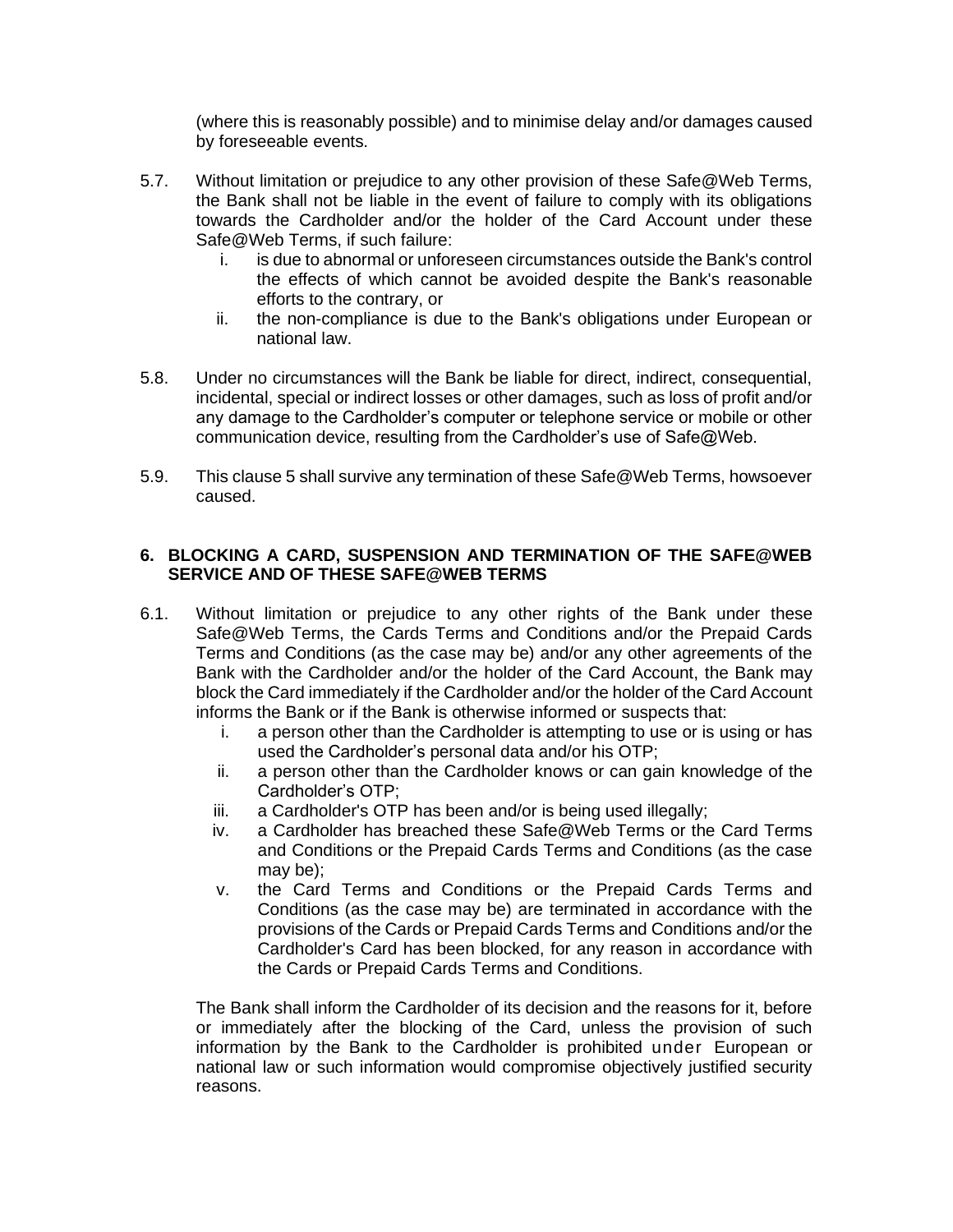(where this is reasonably possible) and to minimise delay and/or damages caused by foreseeable events.

5.7. Without limitation or prejudice to any other provision of these Safe@Web Terms, the Bank shall not be liable in the event of failure to comply with its obligations towards the Cardholder and/or the holder of the Card Account under these Safe@Web Terms, if such failure:

   i. is due to abnormal or unforeseen circumstances outside the Bank's control the effects of which cannot be avoided despite the Bank's reasonable efforts to the contrary, or
   ii. the non-compliance is due to the Bank's obligations under European or national law.

5.8. Under no circumstances will the Bank be liable for direct, indirect, consequential, incidental, special or indirect losses or other damages, such as loss of profit and/or any damage to the Cardholder's computer or telephone service or mobile or other communication device, resulting from the Cardholder's use of Safe@Web.

5.9. This clause 5 shall survive any termination of these Safe@Web Terms, howsoever caused.

## 6. BLOCKING A CARD, SUSPENSION AND TERMINATION OF THE SAFE@WEB SERVICE AND OF THESE SAFE@WEB TERMS

6.1. Without limitation or prejudice to any other rights of the Bank under these Safe@Web Terms, the Cards Terms and Conditions and/or the Prepaid Cards Terms and Conditions (as the case may be) and/or any other agreements of the Bank with the Cardholder and/or the holder of the Card Account, the Bank may block the Card immediately if the Cardholder and/or the holder of the Card Account informs the Bank or if the Bank is otherwise informed or suspects that:

   i. a person other than the Cardholder is attempting to use or is using or has used the Cardholder's personal data and/or his OTP;
   ii. a person other than the Cardholder knows or can gain knowledge of the Cardholder's OTP;
   iii. a Cardholder's OTP has been and/or is being used illegally;
   iv. a Cardholder has breached these Safe@Web Terms or the Card Terms and Conditions or the Prepaid Cards Terms and Conditions (as the case may be);
   v. the Card Terms and Conditions or the Prepaid Cards Terms and Conditions (as the case may be) are terminated in accordance with the provisions of the Cards or Prepaid Cards Terms and Conditions and/or the Cardholder's Card has been blocked, for any reason in accordance with the Cards or Prepaid Cards Terms and Conditions.

The Bank shall inform the Cardholder of its decision and the reasons for it, before or immediately after the blocking of the Card, unless the provision of such information by the Bank to the Cardholder is prohibited under European or national law or such information would compromise objectively justified security reasons.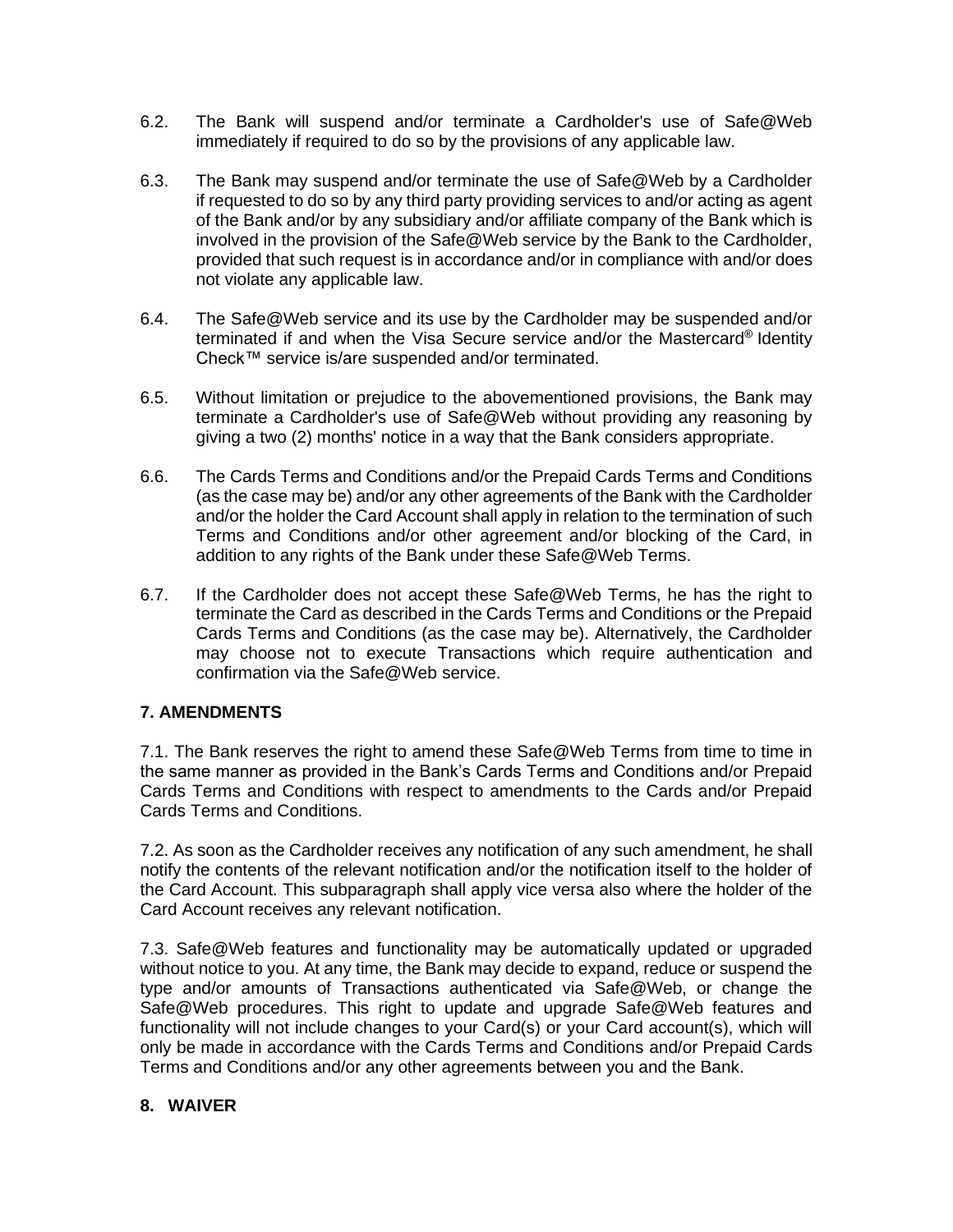6.2. The Bank will suspend and/or terminate a Cardholder's use of Safe@Web immediately if required to do so by the provisions of any applicable law.

6.3. The Bank may suspend and/or terminate the use of Safe@Web by a Cardholder if requested to do so by any third party providing services to and/or acting as agent of the Bank and/or by any subsidiary and/or affiliate company of the Bank which is involved in the provision of the Safe@Web service by the Bank to the Cardholder, provided that such request is in accordance and/or in compliance with and/or does not violate any applicable law.

6.4. The Safe@Web service and its use by the Cardholder may be suspended and/or terminated if and when the Visa Secure service and/or the Mastercard® Identity Check™ service is/are suspended and/or terminated.

6.5. Without limitation or prejudice to the abovementioned provisions, the Bank may terminate a Cardholder's use of Safe@Web without providing any reasoning by giving a two (2) months' notice in a way that the Bank considers appropriate.

6.6. The Cards Terms and Conditions and/or the Prepaid Cards Terms and Conditions (as the case may be) and/or any other agreements of the Bank with the Cardholder and/or the holder the Card Account shall apply in relation to the termination of such Terms and Conditions and/or other agreement and/or blocking of the Card, in addition to any rights of the Bank under these Safe@Web Terms.

6.7. If the Cardholder does not accept these Safe@Web Terms, he has the right to terminate the Card as described in the Cards Terms and Conditions or the Prepaid Cards Terms and Conditions (as the case may be). Alternatively, the Cardholder may choose not to execute Transactions which require authentication and confirmation via the Safe@Web service.

**7. AMENDMENTS**

7.1. The Bank reserves the right to amend these Safe@Web Terms from time to time in the same manner as provided in the Bank's Cards Terms and Conditions and/or Prepaid Cards Terms and Conditions with respect to amendments to the Cards and/or Prepaid Cards Terms and Conditions.

7.2. As soon as the Cardholder receives any notification of any such amendment, he shall notify the contents of the relevant notification and/or the notification itself to the holder of the Card Account. This subparagraph shall apply vice versa also where the holder of the Card Account receives any relevant notification.

7.3. Safe@Web features and functionality may be automatically updated or upgraded without notice to you. At any time, the Bank may decide to expand, reduce or suspend the type and/or amounts of Transactions authenticated via Safe@Web, or change the Safe@Web procedures. This right to update and upgrade Safe@Web features and functionality will not include changes to your Card(s) or your Card account(s), which will only be made in accordance with the Cards Terms and Conditions and/or Prepaid Cards Terms and Conditions and/or any other agreements between you and the Bank.

**8. WAIVER**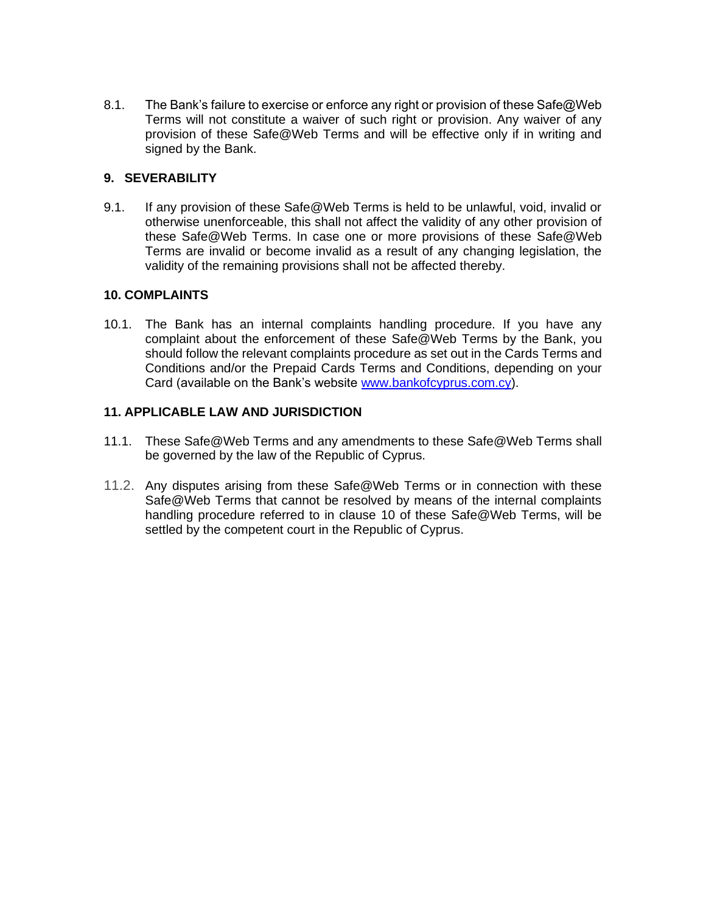8.1. The Bank's failure to exercise or enforce any right or provision of these Safe@Web Terms will not constitute a waiver of such right or provision. Any waiver of any provision of these Safe@Web Terms and will be effective only if in writing and signed by the Bank.

## 9. SEVERABILITY

9.1. If any provision of these Safe@Web Terms is held to be unlawful, void, invalid or otherwise unenforceable, this shall not affect the validity of any other provision of these Safe@Web Terms. In case one or more provisions of these Safe@Web Terms are invalid or become invalid as a result of any changing legislation, the validity of the remaining provisions shall not be affected thereby.

## 10. COMPLAINTS

10.1. The Bank has an internal complaints handling procedure. If you have any complaint about the enforcement of these Safe@Web Terms by the Bank, you should follow the relevant complaints procedure as set out in the Cards Terms and Conditions and/or the Prepaid Cards Terms and Conditions, depending on your Card (available on the Bank's website [www.bankofcyprus.com.cy](www.bankofcyprus.com.cy)).

## 11. APPLICABLE LAW AND JURISDICTION

11.1. These Safe@Web Terms and any amendments to these Safe@Web Terms shall be governed by the law of the Republic of Cyprus.

11.2. Any disputes arising from these Safe@Web Terms or in connection with these Safe@Web Terms that cannot be resolved by means of the internal complaints handling procedure referred to in clause 10 of these Safe@Web Terms, will be settled by the competent court in the Republic of Cyprus.